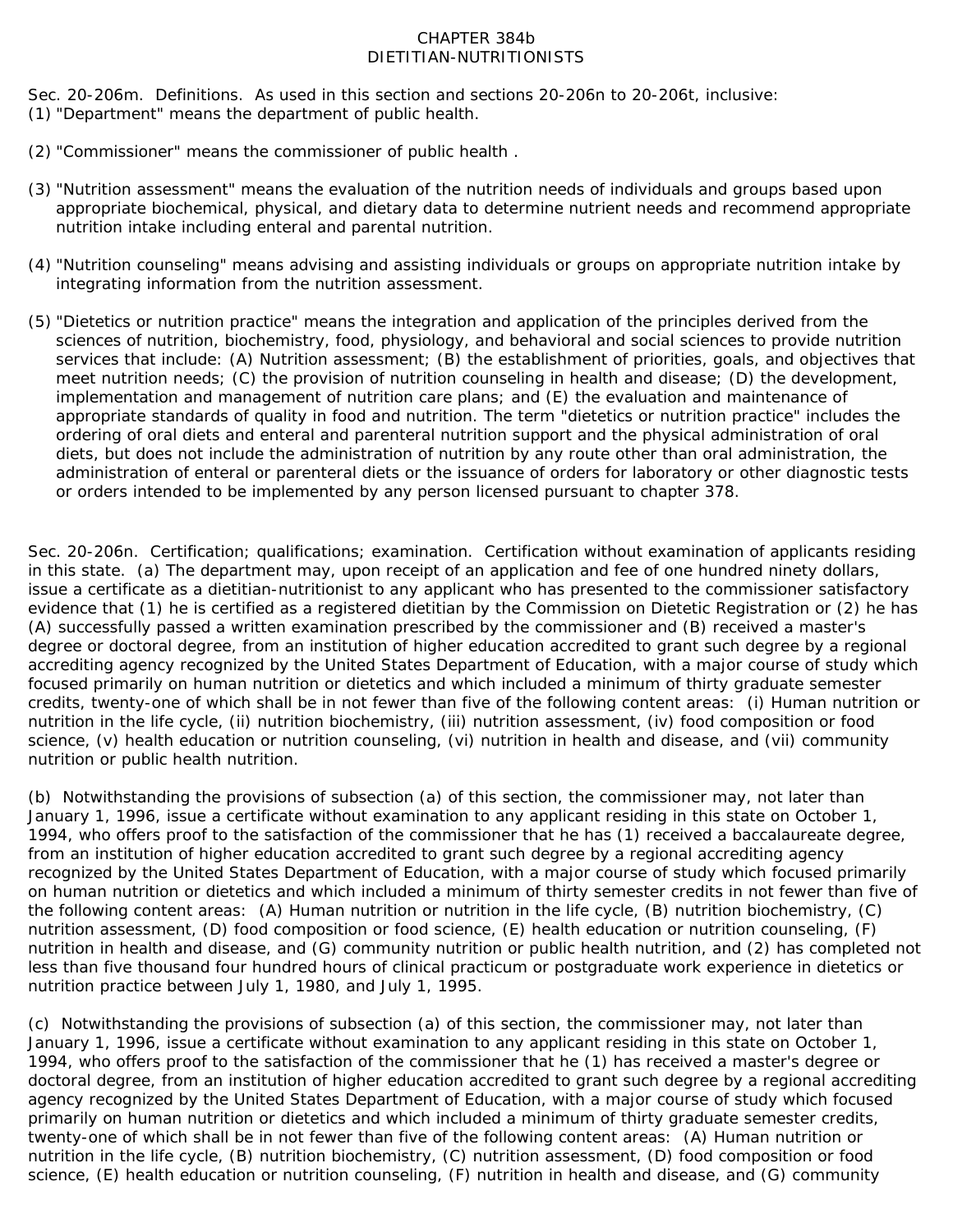# CHAPTER 384b
# DIETITIAN-NUTRITIONISTS

Sec. 20-206m. Definitions. As used in this section and sections 20-206n to 20-206t, inclusive:

(1) "Department" means the department of public health.

(2) "Commissioner" means the commissioner of public health .

(3) "Nutrition assessment" means the evaluation of the nutrition needs of individuals and groups based upon appropriate biochemical, physical, and dietary data to determine nutrient needs and recommend appropriate nutrition intake including enteral and parental nutrition.

(4) "Nutrition counseling" means advising and assisting individuals or groups on appropriate nutrition intake by integrating information from the nutrition assessment.

(5) "Dietetics or nutrition practice" means the integration and application of the principles derived from the sciences of nutrition, biochemistry, food, physiology, and behavioral and social sciences to provide nutrition services that include: (A) Nutrition assessment; (B) the establishment of priorities, goals, and objectives that meet nutrition needs; (C) the provision of nutrition care counseling in health and disease; (D) the development, implementation and management of nutrition care plans; and (E) the evaluation and maintenance of appropriate standards of quality in food and nutrition. The term "dietetics or nutrition practice" includes the ordering of oral diets and enteral and parenteral nutrition support and the physical administration of oral diets, but does not include the administration of nutrition by any route other than oral administration, the administration of enteral or parenteral diets or the issuance of orders for laboratory or other diagnostic tests or orders intended to be implemented by any person licensed pursuant to chapter 378.

Sec. 20-206n. Certification; qualifications; examination. Certification without examination of applicants residing in this state. (a) The department may, upon receipt of an application and fee of one hundred ninety dollars, issue a certificate as a dietitian-nutritionist to any applicant who has presented to the commissioner satisfactory evidence that (1) he is certified as a registered dietitian by the Commission on Dietetic Registration or (2) he has (A) successfully passed a written examination prescribed by the commissioner and (B) received a master's degree or doctoral degree, from an institution of higher education accredited to grant such degree by a regional accrediting agency recognized by the United States Department of Education, with a major course of study which focused primarily on human nutrition or dietetics and which included a minimum of thirty graduate semester credits, twenty-one of which shall be in not fewer than five of the following content areas: (i) Human nutrition or nutrition in the life cycle, (ii) nutrition biochemistry, (iii) nutrition assessment, (iv) food composition or food science, (v) health education or nutrition counseling, (vi) nutrition in health and disease, and (vii) community nutrition or public health nutrition.

(b) Notwithstanding the provisions of subsection (a) of this section, the commissioner may, not later than January 1, 1996, issue a certificate without examination to any applicant residing in this state on October 1, 1994, who offers proof to the satisfaction of the commissioner that he has (1) received a baccalaureate degree, from an institution of higher education accredited to grant such degree by a regional accrediting agency recognized by the United States Department of Education, with a major course of study which focused primarily on human nutrition or dietetics and which included a minimum of thirty semester credits in not fewer than five of the following content areas: (A) Human nutrition or nutrition in the life cycle, (B) nutrition biochemistry, (C) nutrition assessment, (D) food composition or food science, (E) health education or nutrition counseling, (F) nutrition in health and disease, and (G) community nutrition or public health nutrition, and (2) has completed not less than five thousand four hundred hours of clinical practicum or postgraduate work experience in dietetics or nutrition practice between July 1, 1980, and July 1, 1995.

(c) Notwithstanding the provisions of subsection (a) of this section, the commissioner may, not later than January 1, 1996, issue a certificate without examination to any applicant residing in this state on October 1, 1994, who offers proof to the satisfaction of the commissioner that he (1) has received a master's degree or doctoral degree, from an institution of higher education accredited to grant such degree by a regional accrediting agency recognized by the United States Department of Education, with a major course of study which focused primarily on human nutrition or dietetics and which included a minimum of thirty graduate semester credits, twenty-one of which shall be in not fewer than five of the following content areas: (A) Human nutrition or nutrition in the life cycle, (B) nutrition biochemistry, (C) nutrition assessment, (D) food composition or food science, (E) health education or nutrition counseling, (F) nutrition in health and disease, and (G) community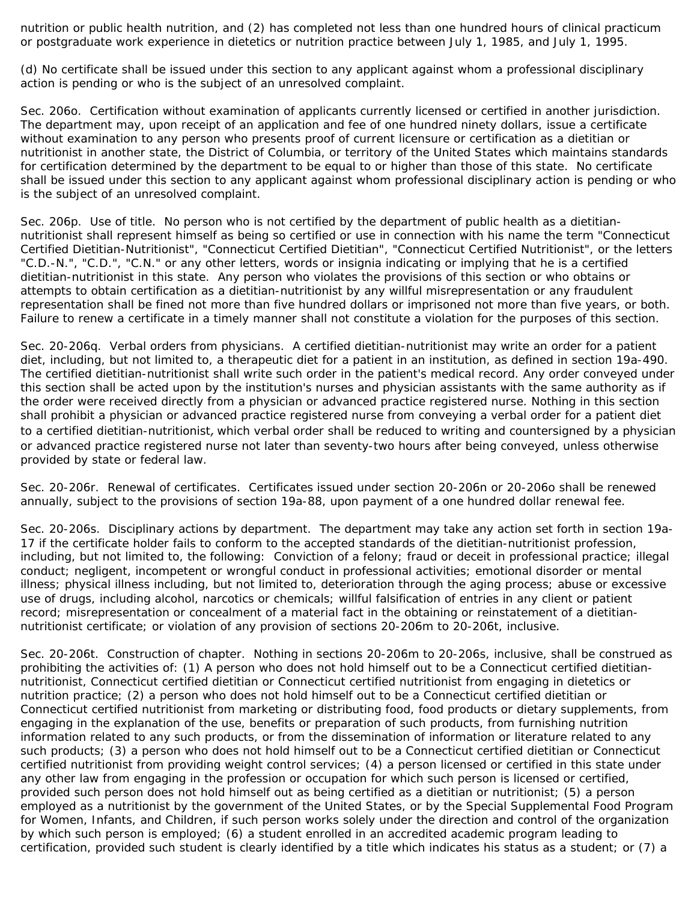nutrition or public health nutrition, and (2) has completed not less than one hundred hours of clinical practicum or postgraduate work experience in dietetics or nutrition practice between July 1, 1985, and July 1, 1995.

(d) No certificate shall be issued under this section to any applicant against whom a professional disciplinary action is pending or who is the subject of an unresolved complaint.

Sec. 206o. Certification without examination of applicants currently licensed or certified in another jurisdiction. The department may, upon receipt of an application and fee of one hundred ninety dollars, issue a certificate without examination to any person who presents proof of current licensure or certification as a dietitian or nutritionist in another state, the District of Columbia, or territory of the United States which maintains standards for certification determined by the department to be equal to or higher than those of this state. No certificate shall be issued under this section to any applicant against whom professional disciplinary action is pending or who is the subject of an unresolved complaint.

Sec. 206p. Use of title. No person who is not certified by the department of public health as a dietitian-nutritionist shall represent himself as being so certified or use in connection with his name the term "Connecticut Certified Dietitian-Nutritionist", "Connecticut Certified Dietitian", "Connecticut Certified Nutritionist", or the letters "C.D.-N.", "C.D.", "C.N." or any other letters, words or insignia indicating or implying that he is a certified dietitian-nutritionist in this state. Any person who violates the provisions of this section or who obtains or attempts to obtain certification as a dietitian-nutritionist by any willful misrepresentation or any fraudulent representation shall be fined not more than five hundred dollars or imprisoned not more than five years, or both. Failure to renew a certificate in a timely manner shall not constitute a violation for the purposes of this section.

Sec. 20-206q. Verbal orders from physicians. A certified dietitian-nutritionist may write an order for a patient diet, including, but not limited to, a therapeutic diet for a patient in an institution, as defined in section 19a-490. The certified dietitian-nutritionist shall write such order in the patient's medical record. Any order conveyed under this section shall be acted upon by the institution's nurses and physician assistants with the same authority as if the order were received directly from a physician or advanced practice registered nurse. Nothing in this section shall prohibit a physician or advanced practice registered nurse from conveying a verbal order for a patient diet to a certified dietitian-nutritionist, which verbal order shall be reduced to writing and countersigned by a physician or advanced practice registered nurse not later than seventy-two hours after being conveyed, unless otherwise provided by state or federal law.

Sec. 20-206r. Renewal of certificates. Certificates issued under section 20-206n or 20-206o shall be renewed annually, subject to the provisions of section 19a-88, upon payment of a one hundred dollar renewal fee.

Sec. 20-206s. Disciplinary actions by department. The department may take any action set forth in section 19a-17 if the certificate holder fails to conform to the accepted standards of the dietitian-nutritionist profession, including, but not limited to, the following: Conviction of a felony; fraud or deceit in professional practice; illegal conduct; negligent, incompetent or wrongful conduct in professional activities; emotional disorder or mental illness; physical illness including, but not limited to, deterioration through the aging process; abuse or excessive use of drugs, including alcohol, narcotics or chemicals; willful falsification of entries in any client or patient record; misrepresentation or concealment of a material fact in the obtaining or reinstatement of a dietitian-nutritionist certificate; or violation of any provision of sections 20-206m to 20-206t, inclusive.

Sec. 20-206t. Construction of chapter. Nothing in sections 20-206m to 20-206s, inclusive, shall be construed as prohibiting the activities of: (1) A person who does not hold himself out to be a Connecticut certified dietitian-nutritionist, Connecticut certified dietitian or Connecticut certified nutritionist from engaging in dietetics or nutrition practice; (2) a person who does not hold himself out to be a Connecticut certified dietitian or Connecticut certified nutritionist from marketing or distributing food, food products or dietary supplements, from engaging in the explanation of the use, benefits or preparation of such products, from furnishing nutrition information related to any such products, or from the dissemination of information or literature related to any such products; (3) a person who does not hold himself out to be a Connecticut certified dietitian or Connecticut certified nutritionist from providing weight control services; (4) a person licensed or certified in this state under any other law from engaging in the profession or occupation for which such person is licensed or certified, provided such person does not hold himself out as being certified as a dietitian or nutritionist; (5) a person employed as a nutritionist by the government of the United States, or by the Special Supplemental Food Program for Women, Infants, and Children, if such person works solely under the direction and control of the organization by which such person is employed; (6) a student enrolled in an accredited academic program leading to certification, provided such student is clearly identified by a title which indicates his status as a student; or (7) a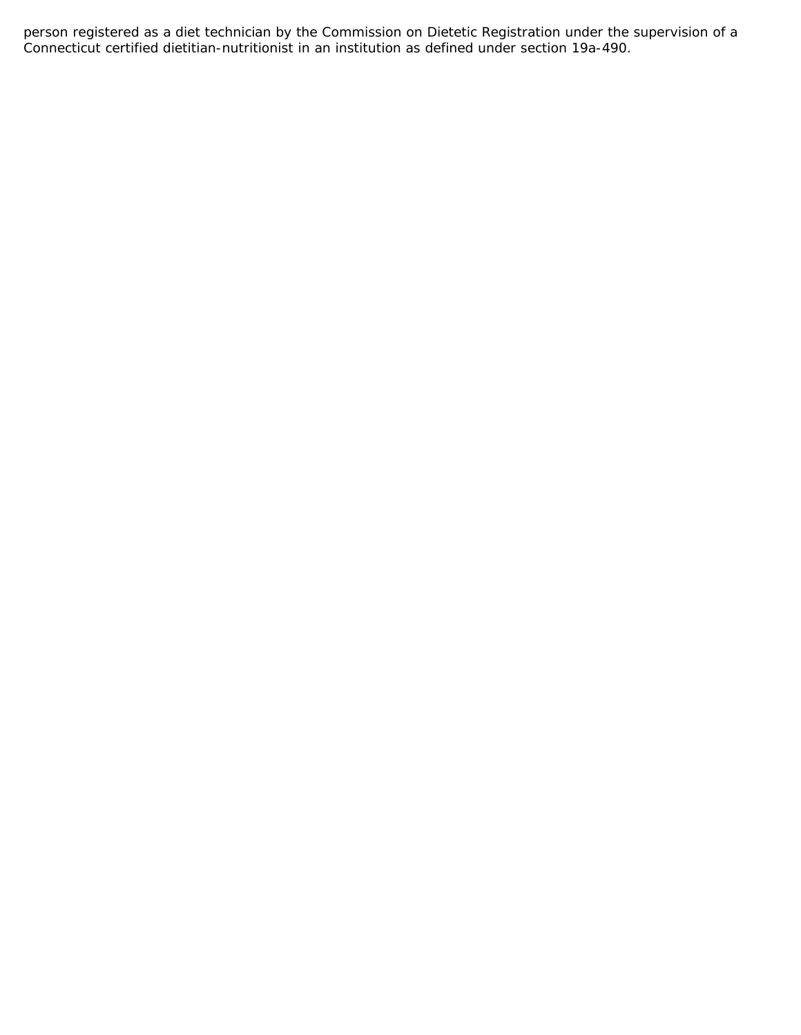person registered as a diet technician by the Commission on Dietetic Registration under the supervision of a Connecticut certified dietitian-nutritionist in an institution as defined under section 19a-490.